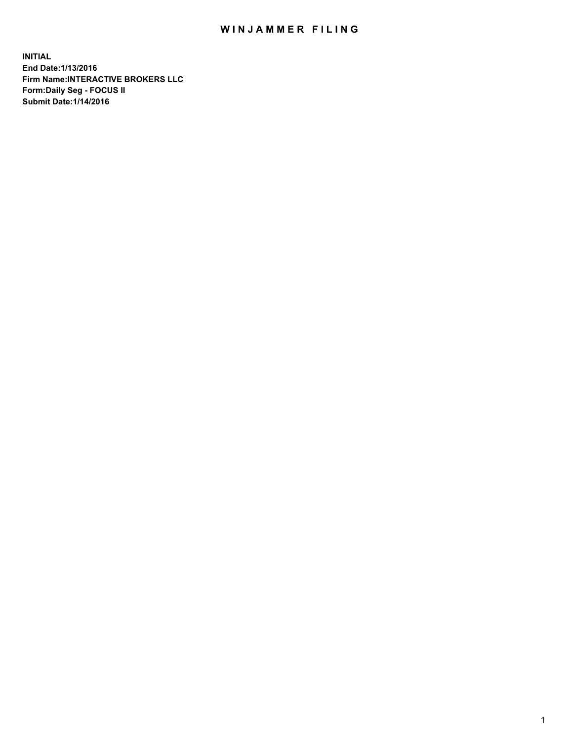# WINJAMMER FILING

**INITIAL**
**End Date:1/13/2016**
**Firm Name:INTERACTIVE BROKERS LLC**
**Form:Daily Seg - FOCUS II**
**Submit Date:1/14/2016**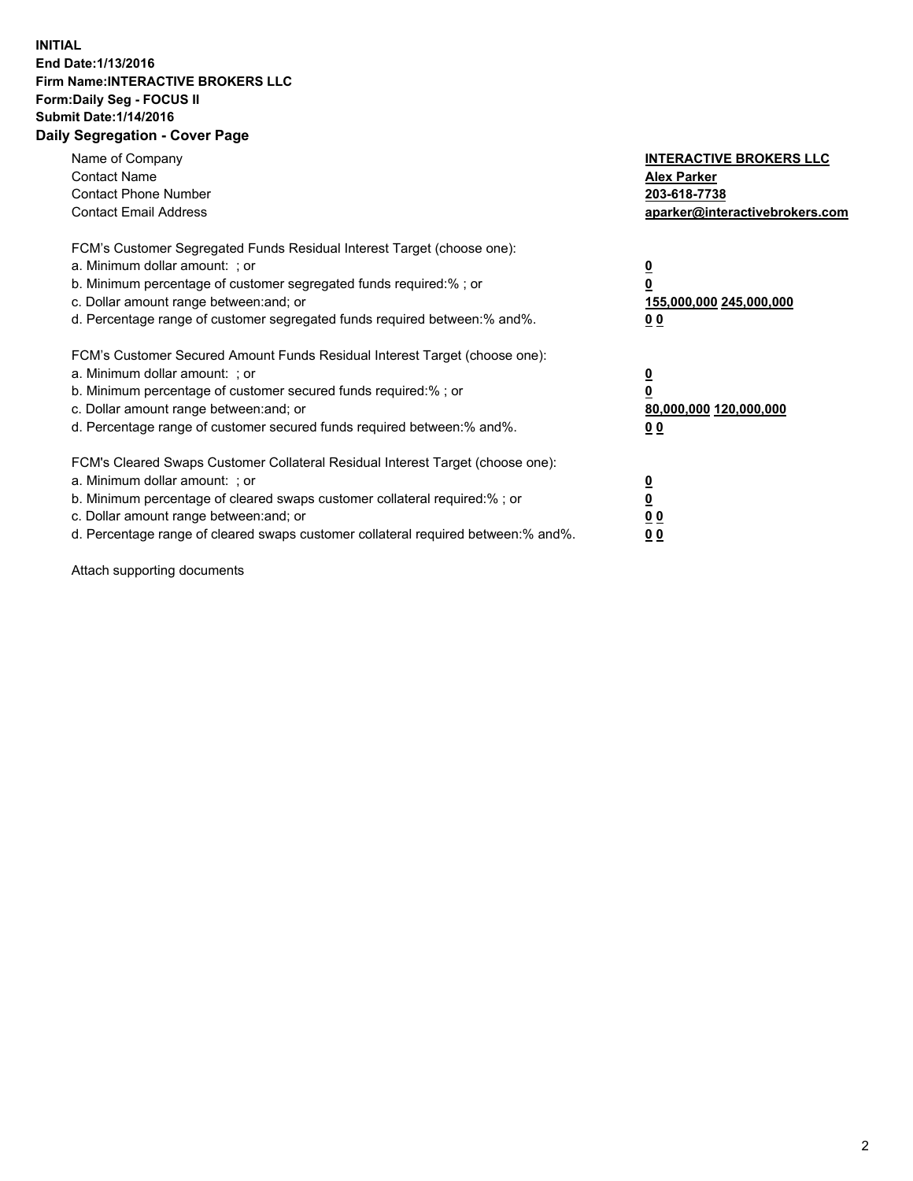**INITIAL**
**End Date:1/13/2016**
**Firm Name:INTERACTIVE BROKERS LLC**
**Form:Daily Seg - FOCUS II**
**Submit Date:1/14/2016**
**Daily Segregation - Cover Page**

| | |
|---|---|
| Name of Company | **INTERACTIVE BROKERS LLC** |
| Contact Name | **Alex Parker** |
| Contact Phone Number | **203-618-7738** |
| Contact Email Address | **aparker@interactivebrokers.com** |

FCM's Customer Segregated Funds Residual Interest Target (choose one):

| | |
|---|---|
| a. Minimum dollar amount: ; or | **0** |
| b. Minimum percentage of customer segregated funds required:% ; or | **0** |
| c. Dollar amount range between:and; or | **155,000,000 245,000,000** |
| d. Percentage range of customer segregated funds required between:% and%. | **0 0** |

FCM's Customer Secured Amount Funds Residual Interest Target (choose one):

| | |
|---|---|
| a. Minimum dollar amount: ; or | **0** |
| b. Minimum percentage of customer secured funds required:% ; or | **0** |
| c. Dollar amount range between:and; or | **80,000,000 120,000,000** |
| d. Percentage range of customer secured funds required between:% and%. | **0 0** |

FCM's Cleared Swaps Customer Collateral Residual Interest Target (choose one):

| | |
|---|---|
| a. Minimum dollar amount: ; or | **0** |
| b. Minimum percentage of cleared swaps customer collateral required:% ; or | **0** |
| c. Dollar amount range between:and; or | **0 0** |
| d. Percentage range of cleared swaps customer collateral required between:% and%. | **0 0** |

Attach supporting documents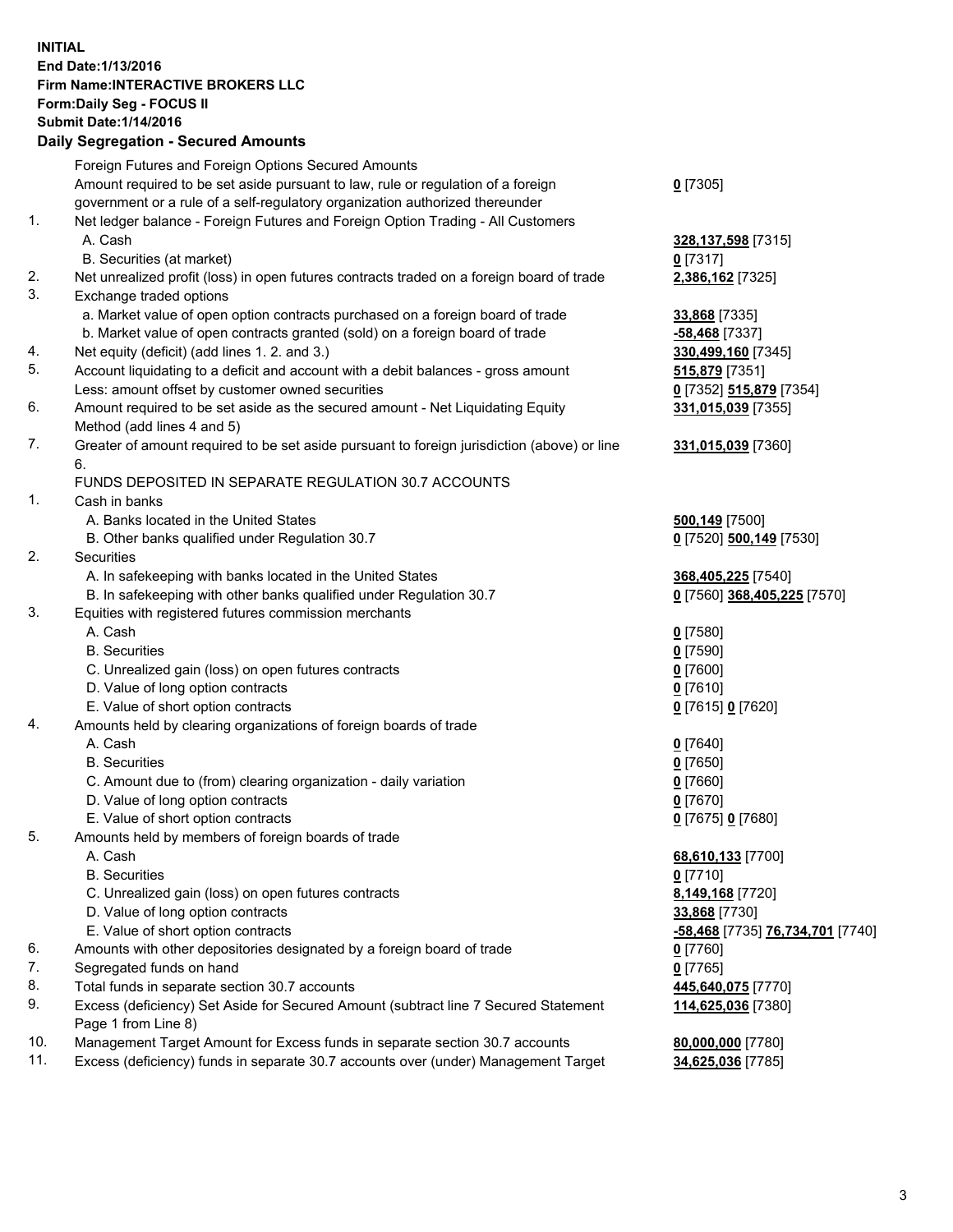**INITIAL**
**End Date:1/13/2016**
**Firm Name:INTERACTIVE BROKERS LLC**
**Form:Daily Seg - FOCUS II**
**Submit Date:1/14/2016**
**Daily Segregation - Secured Amounts**

| | | |
|---|---|---|
| | Foreign Futures and Foreign Options Secured Amounts | |
| | Amount required to be set aside pursuant to law, rule or regulation of a foreign government or a rule of a self-regulatory organization authorized thereunder | **0** [7305] |
| 1. | Net ledger balance - Foreign Futures and Foreign Option Trading - All Customers | |
| | A. Cash | **328,137,598** [7315] |
| | B. Securities (at market) | **0** [7317] |
| 2. | Net unrealized profit (loss) in open futures contracts traded on a foreign board of trade | **2,386,162** [7325] |
| 3. | Exchange traded options | |
| | a. Market value of open option contracts purchased on a foreign board of trade | **33,868** [7335] |
| | b. Market value of open contracts granted (sold) on a foreign board of trade | **-58,468** [7337] |
| 4. | Net equity (deficit) (add lines 1. 2. and 3.) | **330,499,160** [7345] |
| 5. | Account liquidating to a deficit and account with a debit balances - gross amount | **515,879** [7351] |
| | Less: amount offset by customer owned securities | **0** [7352] **515,879** [7354] |
| 6. | Amount required to be set aside as the secured amount - Net Liquidating Equity Method (add lines 4 and 5) | **331,015,039** [7355] |
| 7. | Greater of amount required to be set aside pursuant to foreign jurisdiction (above) or line 6. | **331,015,039** [7360] |
| | FUNDS DEPOSITED IN SEPARATE REGULATION 30.7 ACCOUNTS | |
| 1. | Cash in banks | |
| | A. Banks located in the United States | **500,149** [7500] |
| | B. Other banks qualified under Regulation 30.7 | **0** [7520] **500,149** [7530] |
| 2. | Securities | |
| | A. In safekeeping with banks located in the United States | **368,405,225** [7540] |
| | B. In safekeeping with other banks qualified under Regulation 30.7 | **0** [7560] **368,405,225** [7570] |
| 3. | Equities with registered futures commission merchants | |
| | A. Cash | **0** [7580] |
| | B. Securities | **0** [7590] |
| | C. Unrealized gain (loss) on open futures contracts | **0** [7600] |
| | D. Value of long option contracts | **0** [7610] |
| | E. Value of short option contracts | **0** [7615] **0** [7620] |
| 4. | Amounts held by clearing organizations of foreign boards of trade | |
| | A. Cash | **0** [7640] |
| | B. Securities | **0** [7650] |
| | C. Amount due to (from) clearing organization - daily variation | **0** [7660] |
| | D. Value of long option contracts | **0** [7670] |
| | E. Value of short option contracts | **0** [7675] **0** [7680] |
| 5. | Amounts held by members of foreign boards of trade | |
| | A. Cash | **68,610,133** [7700] |
| | B. Securities | **0** [7710] |
| | C. Unrealized gain (loss) on open futures contracts | **8,149,168** [7720] |
| | D. Value of long option contracts | **33,868** [7730] |
| | E. Value of short option contracts | **-58,468** [7735] **76,734,701** [7740] |
| 6. | Amounts with other depositories designated by a foreign board of trade | **0** [7760] |
| 7. | Segregated funds on hand | **0** [7765] |
| 8. | Total funds in separate section 30.7 accounts | **445,640,075** [7770] |
| 9. | Excess (deficiency) Set Aside for Secured Amount (subtract line 7 Secured Statement Page 1 from Line 8) | **114,625,036** [7380] |
| 10. | Management Target Amount for Excess funds in separate section 30.7 accounts | **80,000,000** [7780] |
| 11. | Excess (deficiency) funds in separate 30.7 accounts over (under) Management Target | **34,625,036** [7785] |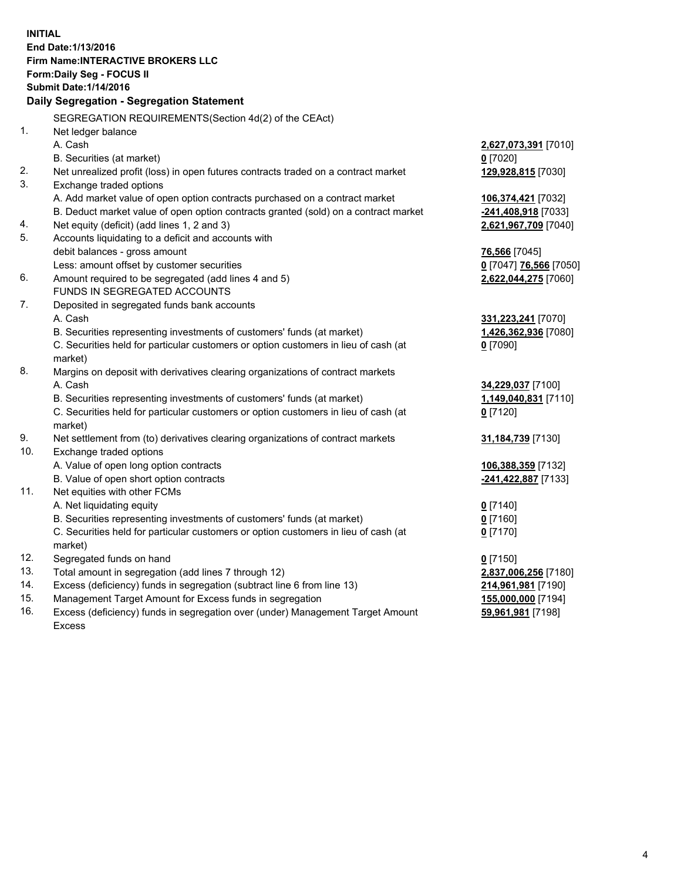**INITIAL**
**End Date:1/13/2016**
**Firm Name:INTERACTIVE BROKERS LLC**
**Form:Daily Seg - FOCUS II**
**Submit Date:1/14/2016**

## Daily Segregation - Segregation Statement

SEGREGATION REQUIREMENTS(Section 4d(2) of the CEAct)

| | | |
|---|---|---|
| 1. | Net ledger balance | |
| | A. Cash | **2,627,073,391** [7010] |
| | B. Securities (at market) | **0** [7020] |
| 2. | Net unrealized profit (loss) in open futures contracts traded on a contract market | **129,928,815** [7030] |
| 3. | Exchange traded options | |
| | A. Add market value of open option contracts purchased on a contract market | **106,374,421** [7032] |
| | B. Deduct market value of open option contracts granted (sold) on a contract market | **-241,408,918** [7033] |
| 4. | Net equity (deficit) (add lines 1, 2 and 3) | **2,621,967,709** [7040] |
| 5. | Accounts liquidating to a deficit and accounts with debit balances - gross amount | **76,566** [7045] |
| | Less: amount offset by customer securities | **0** [7047] **76,566** [7050] |
| 6. | Amount required to be segregated (add lines 4 and 5) | **2,622,044,275** [7060] |
| | FUNDS IN SEGREGATED ACCOUNTS | |
| 7. | Deposited in segregated funds bank accounts | |
| | A. Cash | **331,223,241** [7070] |
| | B. Securities representing investments of customers' funds (at market) | **1,426,362,936** [7080] |
| | C. Securities held for particular customers or option customers in lieu of cash (at market) | **0** [7090] |
| 8. | Margins on deposit with derivatives clearing organizations of contract markets | |
| | A. Cash | **34,229,037** [7100] |
| | B. Securities representing investments of customers' funds (at market) | **1,149,040,831** [7110] |
| | C. Securities held for particular customers or option customers in lieu of cash (at market) | **0** [7120] |
| 9. | Net settlement from (to) derivatives clearing organizations of contract markets | **31,184,739** [7130] |
| 10. | Exchange traded options | |
| | A. Value of open long option contracts | **106,388,359** [7132] |
| | B. Value of open short option contracts | **-241,422,887** [7133] |
| 11. | Net equities with other FCMs | |
| | A. Net liquidating equity | **0** [7140] |
| | B. Securities representing investments of customers' funds (at market) | **0** [7160] |
| | C. Securities held for particular customers or option customers in lieu of cash (at market) | **0** [7170] |
| 12. | Segregated funds on hand | **0** [7150] |
| 13. | Total amount in segregation (add lines 7 through 12) | **2,837,006,256** [7180] |
| 14. | Excess (deficiency) funds in segregation (subtract line 6 from line 13) | **214,961,981** [7190] |
| 15. | Management Target Amount for Excess funds in segregation | **155,000,000** [7194] |
| 16. | Excess (deficiency) funds in segregation over (under) Management Target Amount Excess | **59,961,981** [7198] |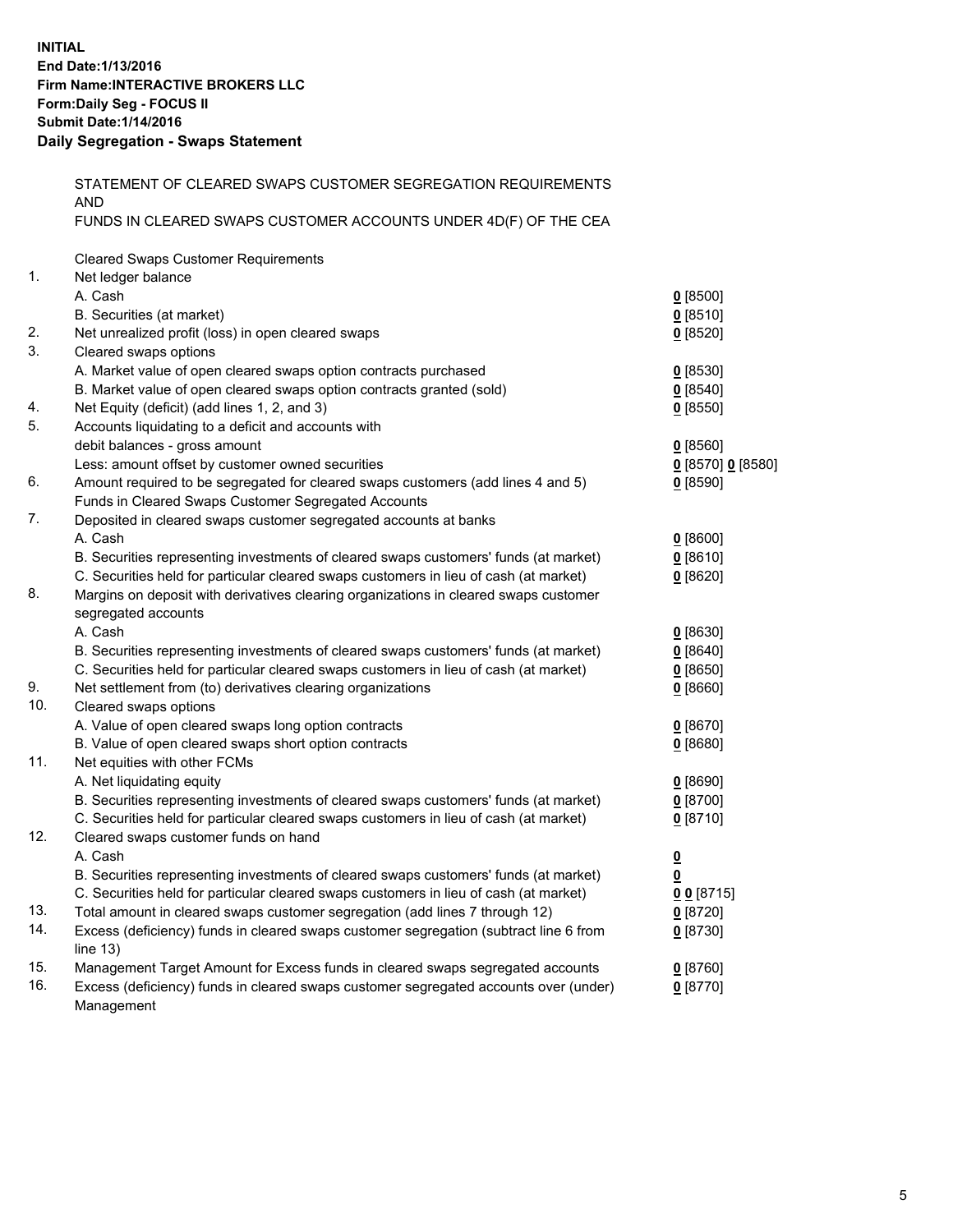**INITIAL**
**End Date:1/13/2016**
**Firm Name:INTERACTIVE BROKERS LLC**
**Form:Daily Seg - FOCUS II**
**Submit Date:1/14/2016**
**Daily Segregation - Swaps Statement**

STATEMENT OF CLEARED SWAPS CUSTOMER SEGREGATION REQUIREMENTS
AND
FUNDS IN CLEARED SWAPS CUSTOMER ACCOUNTS UNDER 4D(F) OF THE CEA

| | | |
|---|---|---|
| | Cleared Swaps Customer Requirements | |
| 1. | Net ledger balance | |
| | A. Cash | 0 [8500] |
| | B. Securities (at market) | 0 [8510] |
| 2. | Net unrealized profit (loss) in open cleared swaps | 0 [8520] |
| 3. | Cleared swaps options | |
| | A. Market value of open cleared swaps option contracts purchased | 0 [8530] |
| | B. Market value of open cleared swaps option contracts granted (sold) | 0 [8540] |
| 4. | Net Equity (deficit) (add lines 1, 2, and 3) | 0 [8550] |
| 5. | Accounts liquidating to a deficit and accounts with | |
| | debit balances - gross amount | 0 [8560] |
| | Less: amount offset by customer owned securities | 0 [8570] 0 [8580] |
| 6. | Amount required to be segregated for cleared swaps customers (add lines 4 and 5) | 0 [8590] |
| | Funds in Cleared Swaps Customer Segregated Accounts | |
| 7. | Deposited in cleared swaps customer segregated accounts at banks | |
| | A. Cash | 0 [8600] |
| | B. Securities representing investments of cleared swaps customers' funds (at market) | 0 [8610] |
| | C. Securities held for particular cleared swaps customers in lieu of cash (at market) | 0 [8620] |
| 8. | Margins on deposit with derivatives clearing organizations in cleared swaps customer segregated accounts | |
| | A. Cash | 0 [8630] |
| | B. Securities representing investments of cleared swaps customers' funds (at market) | 0 [8640] |
| | C. Securities held for particular cleared swaps customers in lieu of cash (at market) | 0 [8650] |
| 9. | Net settlement from (to) derivatives clearing organizations | 0 [8660] |
| 10. | Cleared swaps options | |
| | A. Value of open cleared swaps long option contracts | 0 [8670] |
| | B. Value of open cleared swaps short option contracts | 0 [8680] |
| 11. | Net equities with other FCMs | |
| | A. Net liquidating equity | 0 [8690] |
| | B. Securities representing investments of cleared swaps customers' funds (at market) | 0 [8700] |
| | C. Securities held for particular cleared swaps customers in lieu of cash (at market) | 0 [8710] |
| 12. | Cleared swaps customer funds on hand | |
| | A. Cash | 0 |
| | B. Securities representing investments of cleared swaps customers' funds (at market) | 0 |
| | C. Securities held for particular cleared swaps customers in lieu of cash (at market) | 0 0 [8715] |
| 13. | Total amount in cleared swaps customer segregation (add lines 7 through 12) | 0 [8720] |
| 14. | Excess (deficiency) funds in cleared swaps customer segregation (subtract line 6 from line 13) | 0 [8730] |
| 15. | Management Target Amount for Excess funds in cleared swaps segregated accounts | 0 [8760] |
| 16. | Excess (deficiency) funds in cleared swaps customer segregated accounts over (under) Management | 0 [8770] |